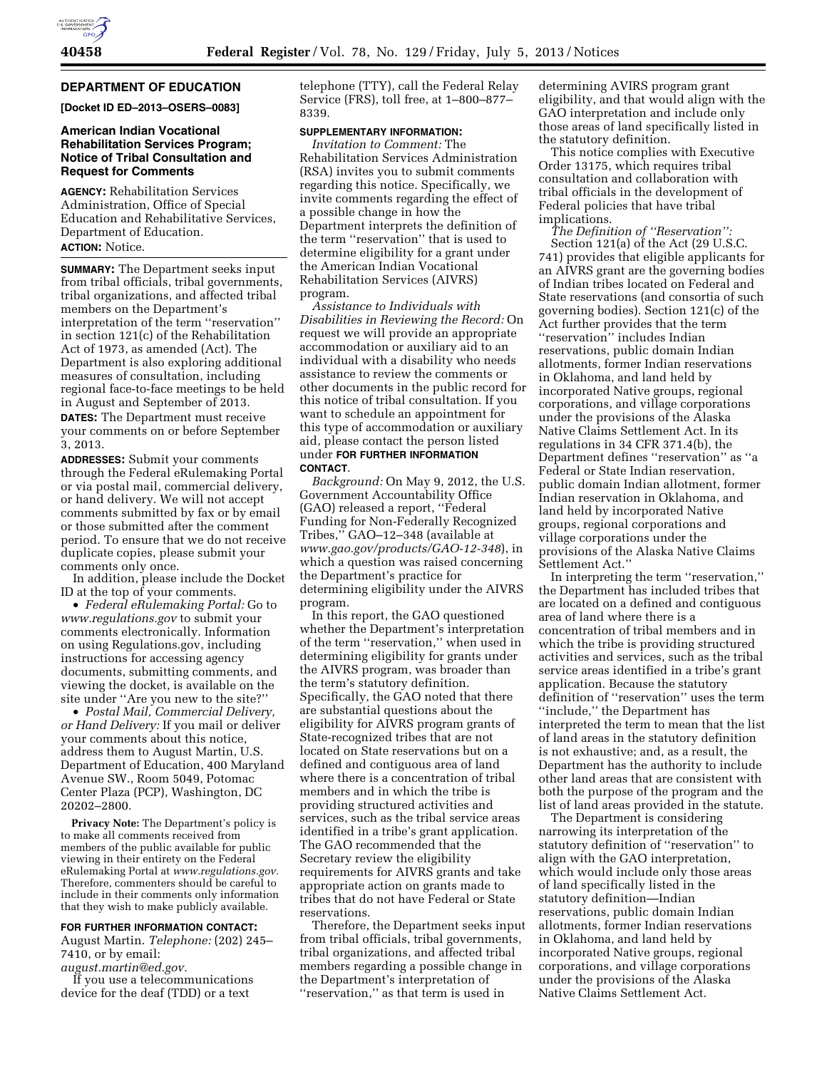## DEPARTMENT OF EDUCATION

**[Docket ID ED–2013–OSERS–0083]**

### American Indian Vocational Rehabilitation Services Program; Notice of Tribal Consultation and Request for Comments

**AGENCY:** Rehabilitation Services Administration, Office of Special Education and Rehabilitative Services, Department of Education.

**ACTION:** Notice.

**SUMMARY:** The Department seeks input from tribal officials, tribal governments, tribal organizations, and affected tribal members on the Department's interpretation of the term "reservation" in section 121(c) of the Rehabilitation Act of 1973, as amended (Act). The Department is also exploring additional measures of consultation, including regional face-to-face meetings to be held in August and September of 2013.

**DATES:** The Department must receive your comments on or before September 3, 2013.

**ADDRESSES:** Submit your comments through the Federal eRulemaking Portal or via postal mail, commercial delivery, or hand delivery. We will not accept comments submitted by fax or by email or those submitted after the comment period. To ensure that we do not receive duplicate copies, please submit your comments only once.

In addition, please include the Docket ID at the top of your comments.

- *Federal eRulemaking Portal:* Go to *www.regulations.gov* to submit your comments electronically. Information on using Regulations.gov, including instructions for accessing agency documents, submitting comments, and viewing the docket, is available on the site under "Are you new to the site?"
- *Postal Mail, Commercial Delivery, or Hand Delivery:* If you mail or deliver your comments about this notice, address them to August Martin, U.S. Department of Education, 400 Maryland Avenue SW., Room 5049, Potomac Center Plaza (PCP), Washington, DC 20202–2800.

**Privacy Note:** The Department's policy is to make all comments received from members of the public available for public viewing in their entirety on the Federal eRulemaking Portal at *www.regulations.gov.* Therefore, commenters should be careful to include in their comments only information that they wish to make publicly available.

**FOR FURTHER INFORMATION CONTACT:** August Martin. *Telephone:* (202) 245–7410, or by email: *august.martin@ed.gov.*

If you use a telecommunications device for the deaf (TDD) or a text telephone (TTY), call the Federal Relay Service (FRS), toll free, at 1–800–877–8339.

**SUPPLEMENTARY INFORMATION:**

*Invitation to Comment:* The Rehabilitation Services Administration (RSA) invites you to submit comments regarding this notice. Specifically, we invite comments regarding the effect of a possible change in how the Department interprets the definition of the term "reservation" that is used to determine eligibility for a grant under the American Indian Vocational Rehabilitation Services (AIVRS) program.

*Assistance to Individuals with Disabilities in Reviewing the Record:* On request we will provide an appropriate accommodation or auxiliary aid to an individual with a disability who needs assistance to review the comments or other documents in the public record for this notice of tribal consultation. If you want to schedule an appointment for this type of accommodation or auxiliary aid, please contact the person listed under **FOR FURTHER INFORMATION CONTACT**.

*Background:* On May 9, 2012, the U.S. Government Accountability Office (GAO) released a report, "Federal Funding for Non-Federally Recognized Tribes," GAO–12–348 (available at *www.gao.gov/products/GAO-12-348*), in which a question was raised concerning the Department's practice for determining eligibility under the AIVRS program.

In this report, the GAO questioned whether the Department's interpretation of the term "reservation," when used in determining eligibility for grants under the AIVRS program, was broader than the term's statutory definition. Specifically, the GAO noted that there are substantial questions about the eligibility for AIVRS program grants of State-recognized tribes that are not located on State reservations but on a defined and contiguous area of land where there is a concentration of tribal members and in which the tribe is providing structured activities and services, such as the tribal service areas identified in a tribe's grant application. The GAO recommended that the Secretary review the eligibility requirements for AIVRS grants and take appropriate action on grants made to tribes that do not have Federal or State reservations.

Therefore, the Department seeks input from tribal officials, tribal governments, tribal organizations, and affected tribal members regarding a possible change in the Department's interpretation of "reservation," as that term is used in determining AVIRS program grant eligibility, and that would align with the GAO interpretation and include only those areas of land specifically listed in the statutory definition.

This notice complies with Executive Order 13175, which requires tribal consultation and collaboration with tribal officials in the development of Federal policies that have tribal implications.

*The Definition of "Reservation":* Section 121(a) of the Act (29 U.S.C. 741) provides that eligible applicants for an AIVRS grant are the governing bodies of Indian tribes located on Federal and State reservations (and consortia of such governing bodies). Section 121(c) of the Act further provides that the term "reservation" includes Indian reservations, public domain Indian allotments, former Indian reservations in Oklahoma, and land held by incorporated Native groups, regional corporations, and village corporations under the provisions of the Alaska Native Claims Settlement Act. In its regulations in 34 CFR 371.4(b), the Department defines "reservation" as "a Federal or State Indian reservation, public domain Indian allotment, former Indian reservation in Oklahoma, and land held by incorporated Native groups, regional corporations and village corporations under the provisions of the Alaska Native Claims Settlement Act."

In interpreting the term "reservation," the Department has included tribes that are located on a defined and contiguous area of land where there is a concentration of tribal members and in which the tribe is providing structured activities and services, such as the tribal service areas identified in a tribe's grant application. Because the statutory definition of "reservation" uses the term "include," the Department has interpreted the term to mean that the list of land areas in the statutory definition is not exhaustive; and, as a result, the Department has the authority to include other land areas that are consistent with both the purpose of the program and the list of land areas provided in the statute.

The Department is considering narrowing its interpretation of the statutory definition of "reservation" to align with the GAO interpretation, which would include only those areas of land specifically listed in the statutory definition—Indian reservations, public domain Indian allotments, former Indian reservations in Oklahoma, and land held by incorporated Native groups, regional corporations, and village corporations under the provisions of the Alaska Native Claims Settlement Act.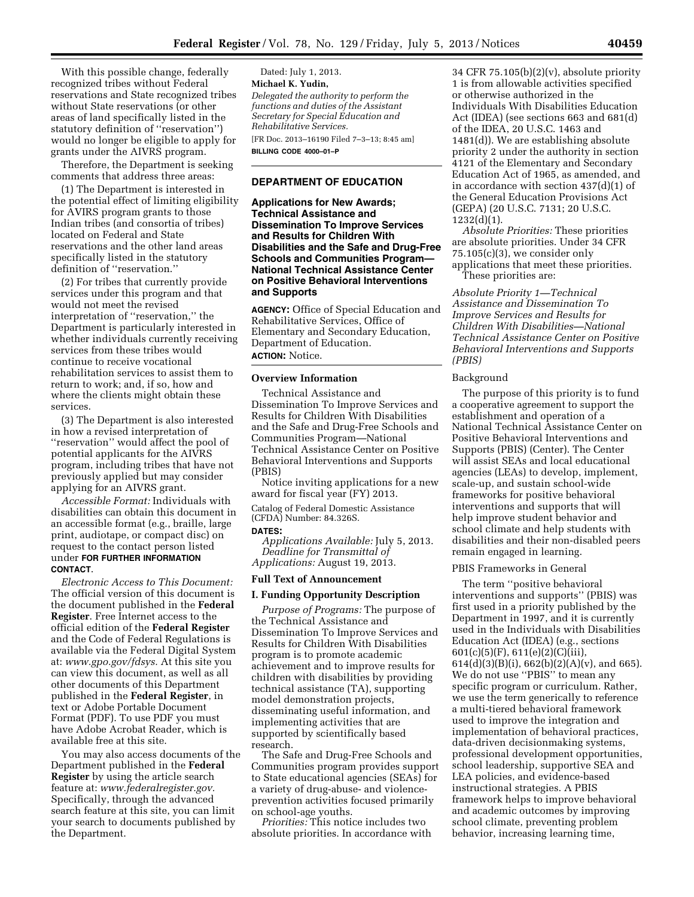With this possible change, federally recognized tribes without Federal reservations and State recognized tribes without State reservations (or other areas of land specifically listed in the statutory definition of ''reservation'') would no longer be eligible to apply for grants under the AIVRS program.

Therefore, the Department is seeking comments that address three areas:

(1) The Department is interested in the potential effect of limiting eligibility for AVIRS program grants to those Indian tribes (and consortia of tribes) located on Federal and State reservations and the other land areas specifically listed in the statutory definition of ''reservation.''

(2) For tribes that currently provide services under this program and that would not meet the revised interpretation of ''reservation,'' the Department is particularly interested in whether individuals currently receiving services from these tribes would continue to receive vocational rehabilitation services to assist them to return to work; and, if so, how and where the clients might obtain these services.

(3) The Department is also interested in how a revised interpretation of ''reservation'' would affect the pool of potential applicants for the AIVRS program, including tribes that have not previously applied but may consider applying for an AIVRS grant.

*Accessible Format:* Individuals with disabilities can obtain this document in an accessible format (e.g., braille, large print, audiotape, or compact disc) on request to the contact person listed under **FOR FURTHER INFORMATION CONTACT**.

*Electronic Access to This Document:* The official version of this document is the document published in the **Federal Register**. Free Internet access to the official edition of the **Federal Register** and the Code of Federal Regulations is available via the Federal Digital System at: *www.gpo.gov/fdsys.* At this site you can view this document, as well as all other documents of this Department published in the **Federal Register**, in text or Adobe Portable Document Format (PDF). To use PDF you must have Adobe Acrobat Reader, which is available free at this site.

You may also access documents of the Department published in the **Federal Register** by using the article search feature at: *www.federalregister.gov.* Specifically, through the advanced search feature at this site, you can limit your search to documents published by the Department.

Dated: July 1, 2013.

**Michael K. Yudin,**

*Delegated the authority to perform the functions and duties of the Assistant Secretary for Special Education and Rehabilitative Services.*

[FR Doc. 2013–16190 Filed 7–3–13; 8:45 am]

**BILLING CODE 4000–01–P**

## DEPARTMENT OF EDUCATION

### Applications for New Awards; Technical Assistance and Dissemination To Improve Services and Results for Children With Disabilities and the Safe and Drug-Free Schools and Communities Program—National Technical Assistance Center on Positive Behavioral Interventions and Supports

**AGENCY:** Office of Special Education and Rehabilitative Services, Office of Elementary and Secondary Education, Department of Education.

**ACTION:** Notice.

#### Overview Information

Technical Assistance and Dissemination To Improve Services and Results for Children With Disabilities and the Safe and Drug-Free Schools and Communities Program—National Technical Assistance Center on Positive Behavioral Interventions and Supports (PBIS)

Notice inviting applications for a new award for fiscal year (FY) 2013.

Catalog of Federal Domestic Assistance (CFDA) Number: 84.326S.

**DATES:**

*Applications Available:* July 5, 2013.

*Deadline for Transmittal of Applications:* August 19, 2013.

#### Full Text of Announcement

#### I. Funding Opportunity Description

*Purpose of Programs:* The purpose of the Technical Assistance and Dissemination To Improve Services and Results for Children With Disabilities program is to promote academic achievement and to improve results for children with disabilities by providing technical assistance (TA), supporting model demonstration projects, disseminating useful information, and implementing activities that are supported by scientifically based research.

The Safe and Drug-Free Schools and Communities program provides support to State educational agencies (SEAs) for a variety of drug-abuse- and violence-prevention activities focused primarily on school-age youths.

*Priorities:* This notice includes two absolute priorities. In accordance with 34 CFR 75.105(b)(2)(v), absolute priority 1 is from allowable activities specified or otherwise authorized in the Individuals With Disabilities Education Act (IDEA) (see sections 663 and 681(d) of the IDEA, 20 U.S.C. 1463 and 1481(d)). We are establishing absolute priority 2 under the authority in section 4121 of the Elementary and Secondary Education Act of 1965, as amended, and in accordance with section 437(d)(1) of the General Education Provisions Act (GEPA) (20 U.S.C. 7131; 20 U.S.C. 1232(d)(1).

*Absolute Priorities:* These priorities are absolute priorities. Under 34 CFR 75.105(c)(3), we consider only applications that meet these priorities.

These priorities are:

*Absolute Priority 1—Technical Assistance and Dissemination To Improve Services and Results for Children With Disabilities—National Technical Assistance Center on Positive Behavioral Interventions and Supports (PBIS)*

Background

The purpose of this priority is to fund a cooperative agreement to support the establishment and operation of a National Technical Assistance Center on Positive Behavioral Interventions and Supports (PBIS) (Center). The Center will assist SEAs and local educational agencies (LEAs) to develop, implement, scale-up, and sustain school-wide frameworks for positive behavioral interventions and supports that will help improve student behavior and school climate and help students with disabilities and their non-disabled peers remain engaged in learning.

PBIS Frameworks in General

The term ''positive behavioral interventions and supports'' (PBIS) was first used in a priority published by the Department in 1997, and it is currently used in the Individuals with Disabilities Education Act (IDEA) (e.g., sections 601(c)(5)(F), 611(e)(2)(C)(iii), 614(d)(3)(B)(i), 662(b)(2)(A)(v), and 665). We do not use ''PBIS'' to mean any specific program or curriculum. Rather, we use the term generically to reference a multi-tiered behavioral framework used to improve the integration and implementation of behavioral practices, data-driven decisionmaking systems, professional development opportunities, school leadership, supportive SEA and LEA policies, and evidence-based instructional strategies. A PBIS framework helps to improve behavioral and academic outcomes by improving school climate, preventing problem behavior, increasing learning time,